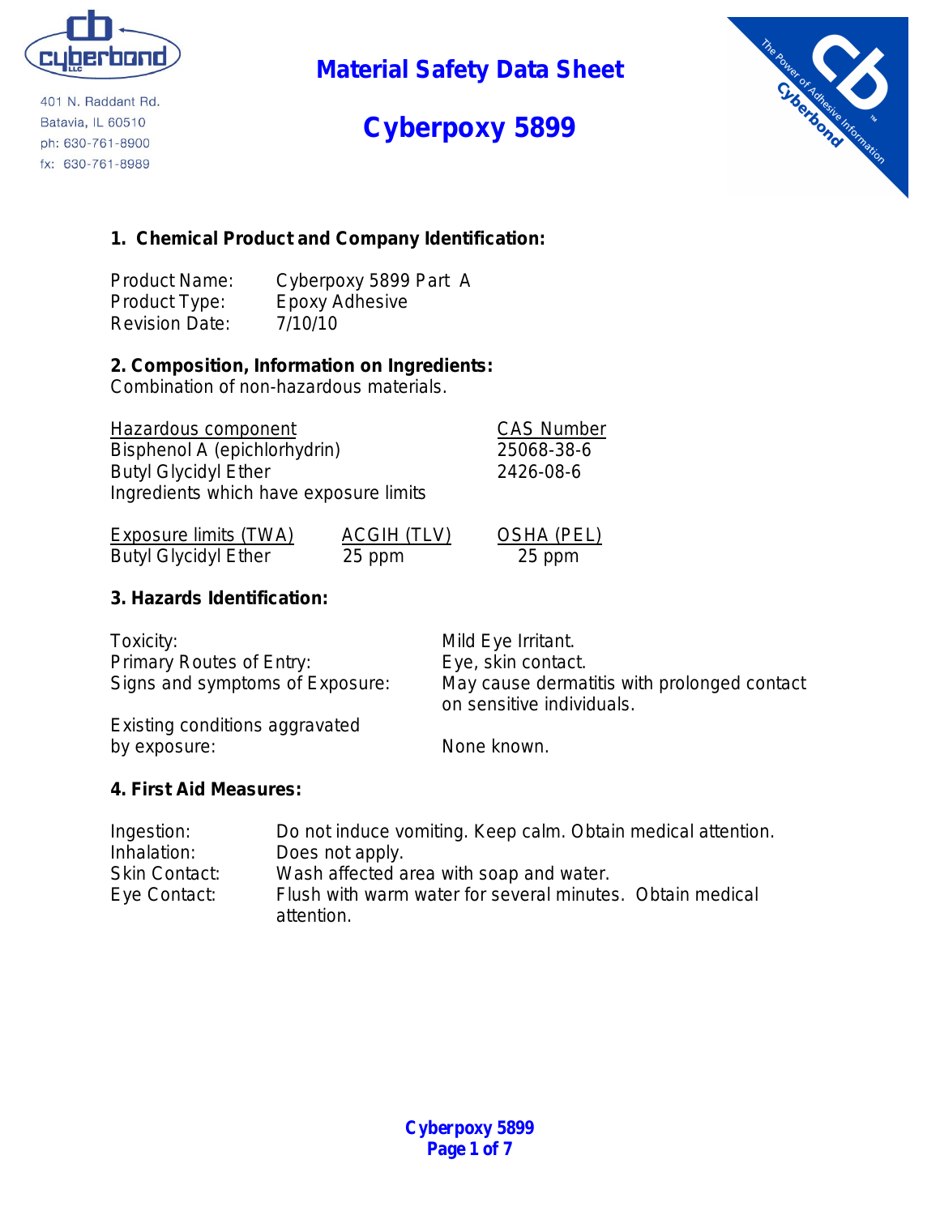401 N. Raddant Rd.
Batavia, IL 60510
ph: 630-761-8900
fx: 630-761-8989

# Material Safety Data Sheet

# Cyberpoxy 5899

## 1. Chemical Product and Company Identification:

| | |
|---|---|
| Product Name: | Cyberpoxy 5899 Part A |
| Product Type: | Epoxy Adhesive |
| Revision Date: | 7/10/10 |

## 2. Composition, Information on Ingredients:

Combination of non-hazardous materials.

| Hazardous component | CAS Number |
|---|---|
| Bisphenol A (epichlorhydrin) | 25068-38-6 |
| Butyl Glycidyl Ether | 2426-08-6 |
| Ingredients which have exposure limits | |

| Exposure limits (TWA) | ACGIH (TLV) | OSHA (PEL) |
|---|---|---|
| Butyl Glycidyl Ether | 25 ppm | 25 ppm |

## 3. Hazards Identification:

| | |
|---|---|
| Toxicity: | Mild Eye Irritant. |
| Primary Routes of Entry: | Eye, skin contact. |
| Signs and symptoms of Exposure: | May cause dermatitis with prolonged contact on sensitive individuals. |
| Existing conditions aggravated by exposure: | None known. |

## 4. First Aid Measures:

| | |
|---|---|
| Ingestion: | Do not induce vomiting. Keep calm. Obtain medical attention. |
| Inhalation: | Does not apply. |
| Skin Contact: | Wash affected area with soap and water. |
| Eye Contact: | Flush with warm water for several minutes. Obtain medical attention. |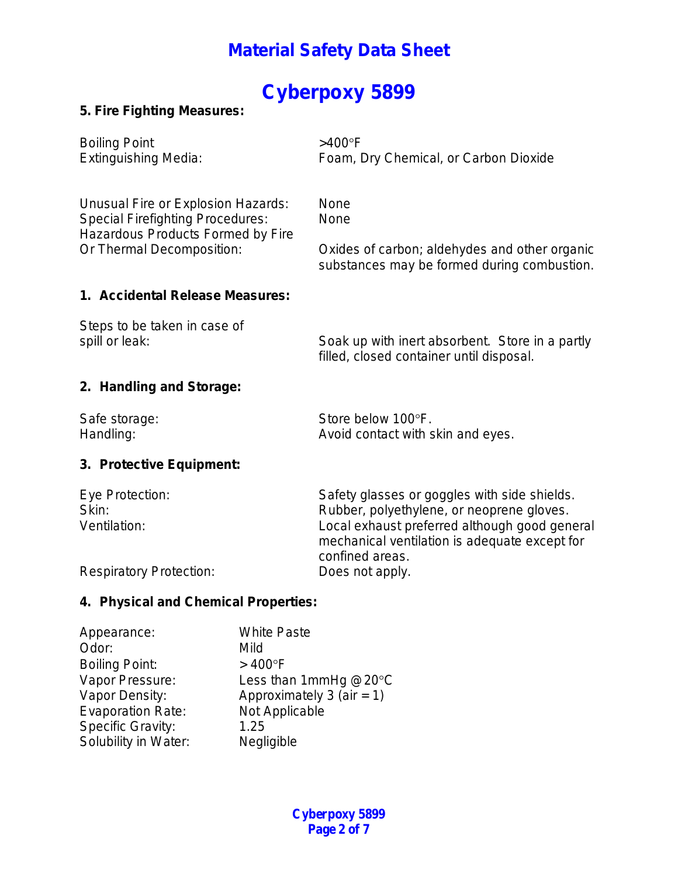# Material Safety Data Sheet

# Cyberpoxy 5899

**5. Fire Fighting Measures:**

| | |
|---|---|
| Boiling Point | >400°F |
| Extinguishing Media: | Foam, Dry Chemical, or Carbon Dioxide |
| Unusual Fire or Explosion Hazards: | None |
| Special Firefighting Procedures: | None |
| Hazardous Products Formed by Fire Or Thermal Decomposition: | Oxides of carbon; aldehydes and other organic substances may be formed during combustion. |

**1. Accidental Release Measures:**

| | |
|---|---|
| Steps to be taken in case of spill or leak: | Soak up with inert absorbent. Store in a partly filled, closed container until disposal. |

**2. Handling and Storage:**

| | |
|---|---|
| Safe storage: | Store below 100°F. |
| Handling: | Avoid contact with skin and eyes. |

**3. Protective Equipment:**

| | |
|---|---|
| Eye Protection: | Safety glasses or goggles with side shields. |
| Skin: | Rubber, polyethylene, or neoprene gloves. |
| Ventilation: | Local exhaust preferred although good general mechanical ventilation is adequate except for confined areas. |
| Respiratory Protection: | Does not apply. |

**4. Physical and Chemical Properties:**

| | |
|---|---|
| Appearance: | White Paste |
| Odor: | Mild |
| Boiling Point: | > 400°F |
| Vapor Pressure: | Less than 1mmHg @ 20°C |
| Vapor Density: | Approximately 3 (air = 1) |
| Evaporation Rate: | Not Applicable |
| Specific Gravity: | 1.25 |
| Solubility in Water: | Negligible |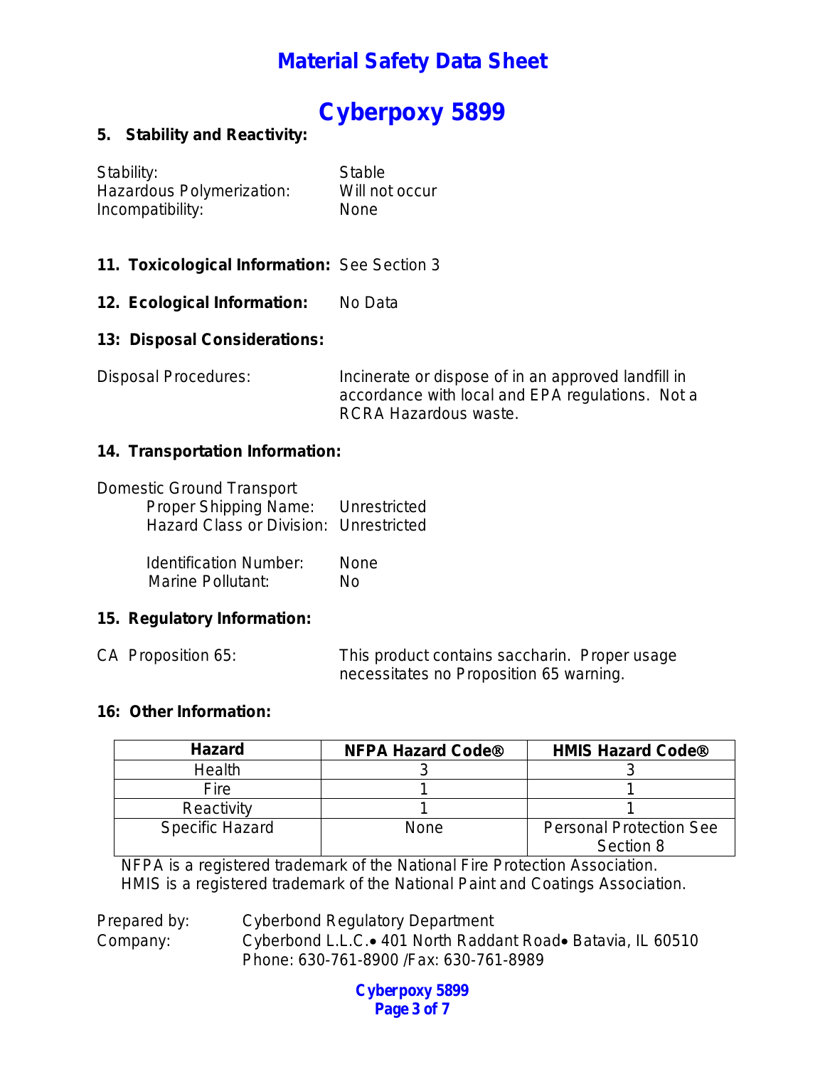# Material Safety Data Sheet

# Cyberpoxy 5899

## 5. Stability and Reactivity:

Stability: Stable
Hazardous Polymerization: Will not occur
Incompatibility: None

## 11. Toxicological Information: See Section 3

## 12. Ecological Information: No Data

## 13: Disposal Considerations:

Disposal Procedures: Incinerate or dispose of in an approved landfill in accordance with local and EPA regulations. Not a RCRA Hazardous waste.

## 14. Transportation Information:

Domestic Ground Transport
- Proper Shipping Name: Unrestricted
- Hazard Class or Division: Unrestricted
- Identification Number: None
- Marine Pollutant: No

## 15. Regulatory Information:

CA Proposition 65: This product contains saccharin. Proper usage necessitates no Proposition 65 warning.

## 16: Other Information:

| Hazard | NFPA Hazard Code® | HMIS Hazard Code® |
|---|---|---|
| Health | 3 | 3 |
| Fire | 1 | 1 |
| Reactivity | 1 | 1 |
| Specific Hazard | None | Personal Protection See Section 8 |

NFPA is a registered trademark of the National Fire Protection Association.
HMIS is a registered trademark of the National Paint and Coatings Association.

Prepared by: Cyberbond Regulatory Department
Company: Cyberbond L.L.C.• 401 North Raddant Road• Batavia, IL 60510
Phone: 630-761-8900 /Fax: 630-761-8989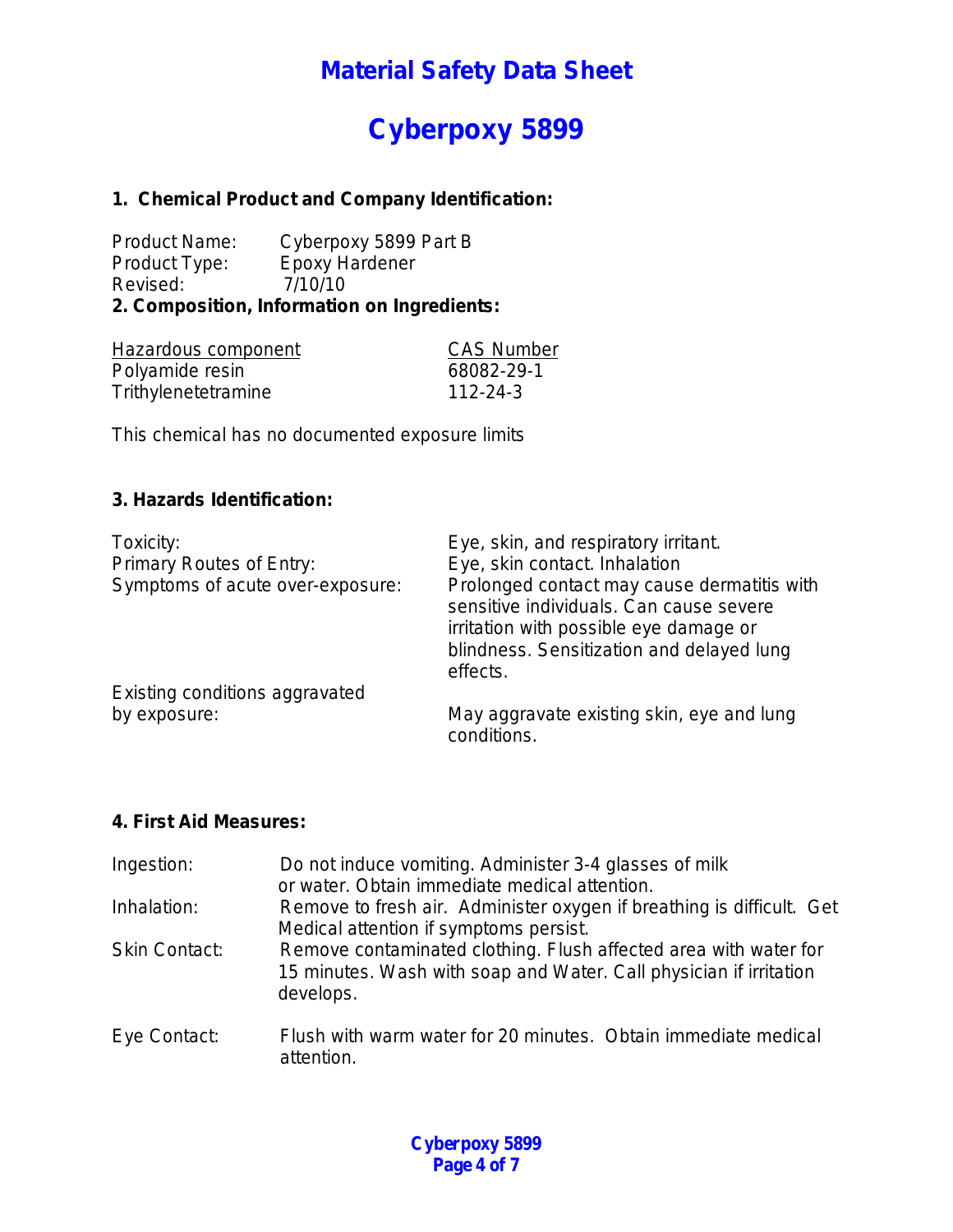# Material Safety Data Sheet

# Cyberpoxy 5899

## 1. Chemical Product and Company Identification:

Product Name: Cyberpoxy 5899 Part B
Product Type: Epoxy Hardener
Revised: 7/10/10

## 2. Composition, Information on Ingredients:

| Hazardous component | CAS Number |
|---|---|
| Polyamide resin | 68082-29-1 |
| Trithylenetetramine | 112-24-3 |

This chemical has no documented exposure limits

## 3. Hazards Identification:

| | |
|---|---|
| Toxicity: | Eye, skin, and respiratory irritant. |
| Primary Routes of Entry: | Eye, skin contact. Inhalation |
| Symptoms of acute over-exposure: | Prolonged contact may cause dermatitis with sensitive individuals. Can cause severe irritation with possible eye damage or blindness. Sensitization and delayed lung effects. |
| Existing conditions aggravated by exposure: | May aggravate existing skin, eye and lung conditions. |

## 4. First Aid Measures:

| | |
|---|---|
| Ingestion: | Do not induce vomiting. Administer 3-4 glasses of milk or water. Obtain immediate medical attention. |
| Inhalation: | Remove to fresh air. Administer oxygen if breathing is difficult. Get Medical attention if symptoms persist. |
| Skin Contact: | Remove contaminated clothing. Flush affected area with water for 15 minutes. Wash with soap and Water. Call physician if irritation develops. |
| Eye Contact: | Flush with warm water for 20 minutes. Obtain immediate medical attention. |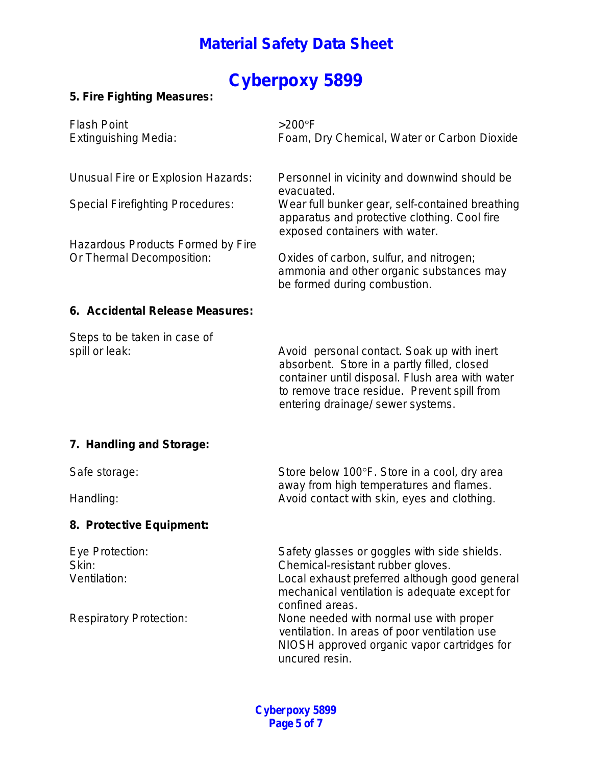# Material Safety Data Sheet

# Cyberpoxy 5899

### 5. Fire Fighting Measures:

| | |
|---|---|
| Flash Point | >200°F |
| Extinguishing Media: | Foam, Dry Chemical, Water or Carbon Dioxide |
| Unusual Fire or Explosion Hazards: | Personnel in vicinity and downwind should be evacuated. |
| Special Firefighting Procedures: | Wear full bunker gear, self-contained breathing apparatus and protective clothing. Cool fire exposed containers with water. |
| Hazardous Products Formed by Fire Or Thermal Decomposition: | Oxides of carbon, sulfur, and nitrogen; ammonia and other organic substances may be formed during combustion. |

### 6. Accidental Release Measures:

| | |
|---|---|
| Steps to be taken in case of spill or leak: | Avoid personal contact. Soak up with inert absorbent. Store in a partly filled, closed container until disposal. Flush area with water to remove trace residue. Prevent spill from entering drainage/ sewer systems. |

### 7. Handling and Storage:

| | |
|---|---|
| Safe storage: | Store below 100°F. Store in a cool, dry area away from high temperatures and flames. |
| Handling: | Avoid contact with skin, eyes and clothing. |

### 8. Protective Equipment:

| | |
|---|---|
| Eye Protection: | Safety glasses or goggles with side shields. |
| Skin: | Chemical-resistant rubber gloves. |
| Ventilation: | Local exhaust preferred although good general mechanical ventilation is adequate except for confined areas. |
| Respiratory Protection: | None needed with normal use with proper ventilation. In areas of poor ventilation use NIOSH approved organic vapor cartridges for uncured resin. |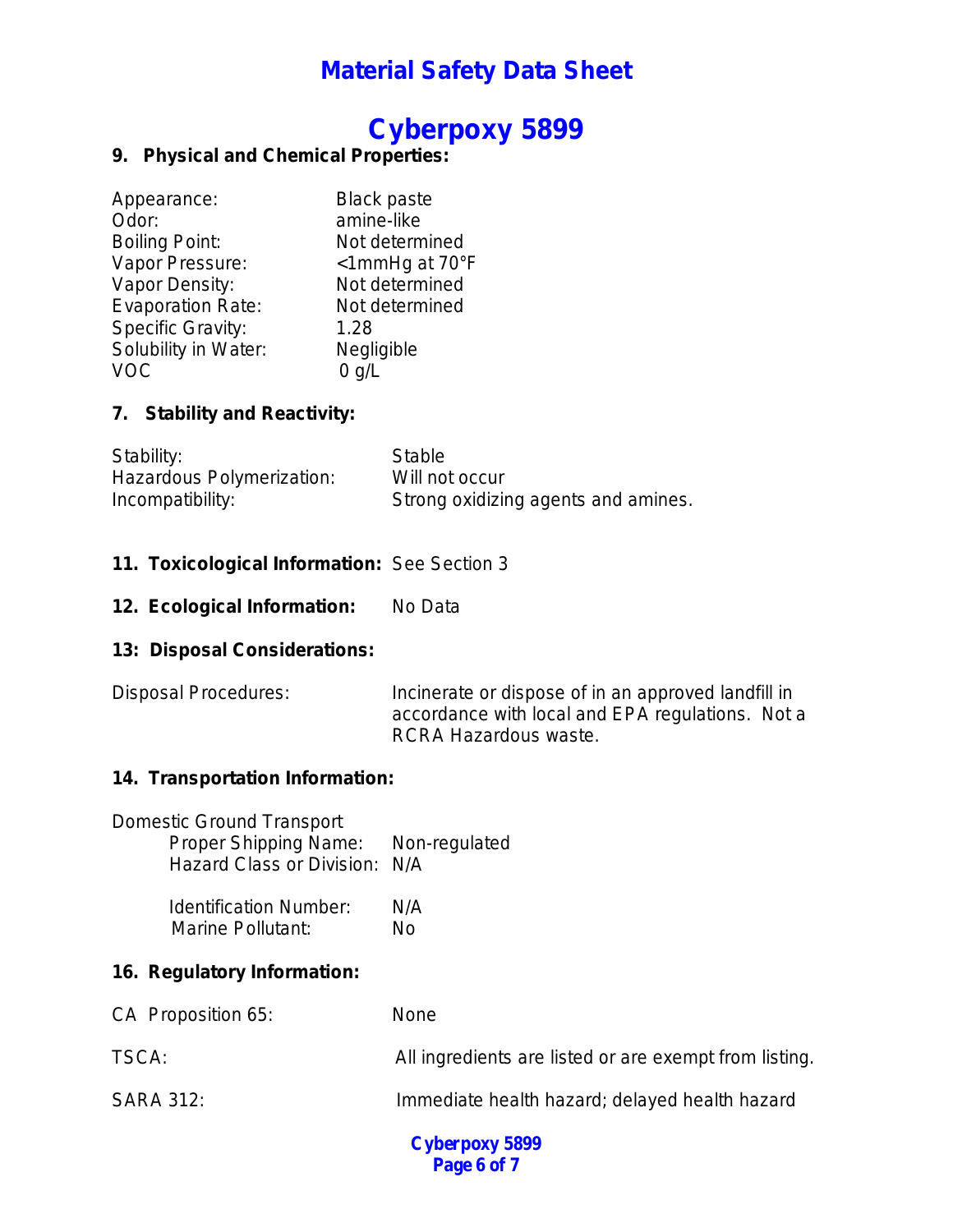# Material Safety Data Sheet

# Cyberpoxy 5899

## 9. Physical and Chemical Properties:

| | |
|---|---|
| Appearance: | Black paste |
| Odor: | amine-like |
| Boiling Point: | Not determined |
| Vapor Pressure: | <1mmHg at 70°F |
| Vapor Density: | Not determined |
| Evaporation Rate: | Not determined |
| Specific Gravity: | 1.28 |
| Solubility in Water: | Negligible |
| VOC | 0 g/L |

## 7. Stability and Reactivity:

| | |
|---|---|
| Stability: | Stable |
| Hazardous Polymerization: | Will not occur |
| Incompatibility: | Strong oxidizing agents and amines. |

## 11. Toxicological Information: See Section 3

## 12. Ecological Information: No Data

## 13: Disposal Considerations:

Disposal Procedures: Incinerate or dispose of in an approved landfill in accordance with local and EPA regulations. Not a RCRA Hazardous waste.

## 14. Transportation Information:

Domestic Ground Transport

| | |
|---|---|
| Proper Shipping Name: | Non-regulated |
| Hazard Class or Division: | N/A |
| Identification Number: | N/A |
| Marine Pollutant: | No |

## 16. Regulatory Information:

| | |
|---|---|
| CA Proposition 65: | None |
| TSCA: | All ingredients are listed or are exempt from listing. |
| SARA 312: | Immediate health hazard; delayed health hazard |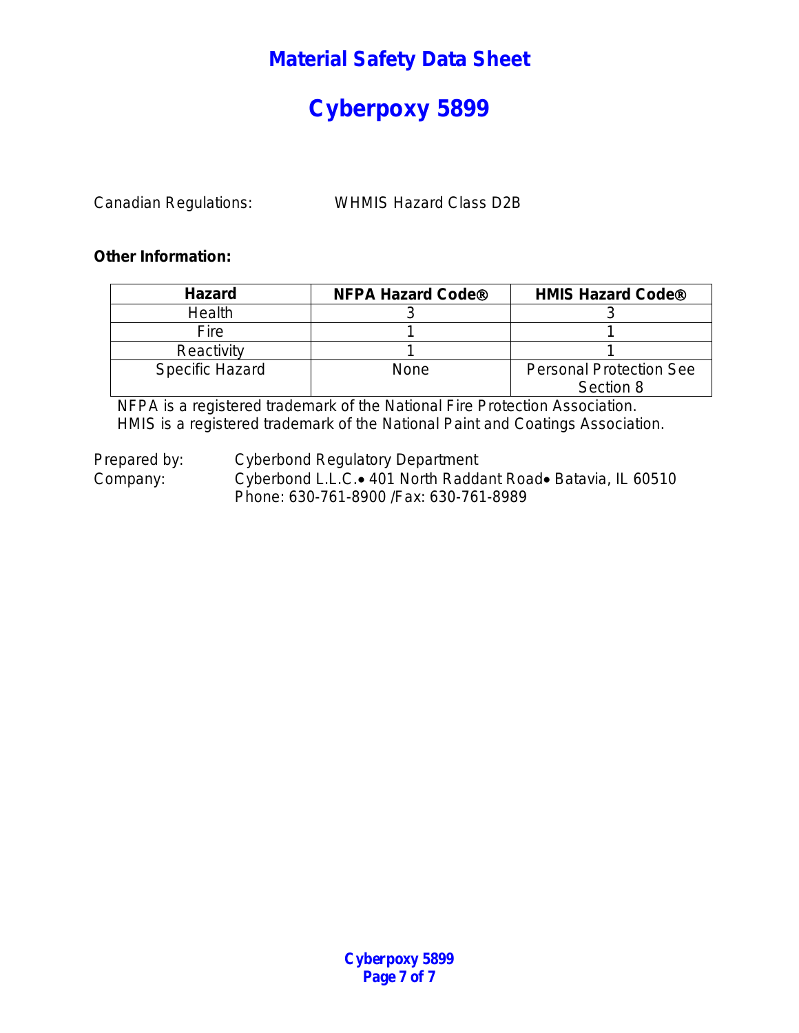# Material Safety Data Sheet

# Cyberpoxy 5899

Canadian Regulations: WHMIS Hazard Class D2B

**Other Information:**

| Hazard | NFPA Hazard Code® | HMIS Hazard Code® |
|---|---|---|
| Health | 3 | 3 |
| Fire | 1 | 1 |
| Reactivity | 1 | 1 |
| Specific Hazard | None | Personal Protection See Section 8 |

NFPA is a registered trademark of the National Fire Protection Association.
HMIS is a registered trademark of the National Paint and Coatings Association.

Prepared by: Cyberbond Regulatory Department
Company: Cyberbond L.L.C.• 401 North Raddant Road• Batavia, IL 60510
Phone: 630-761-8900 /Fax: 630-761-8989